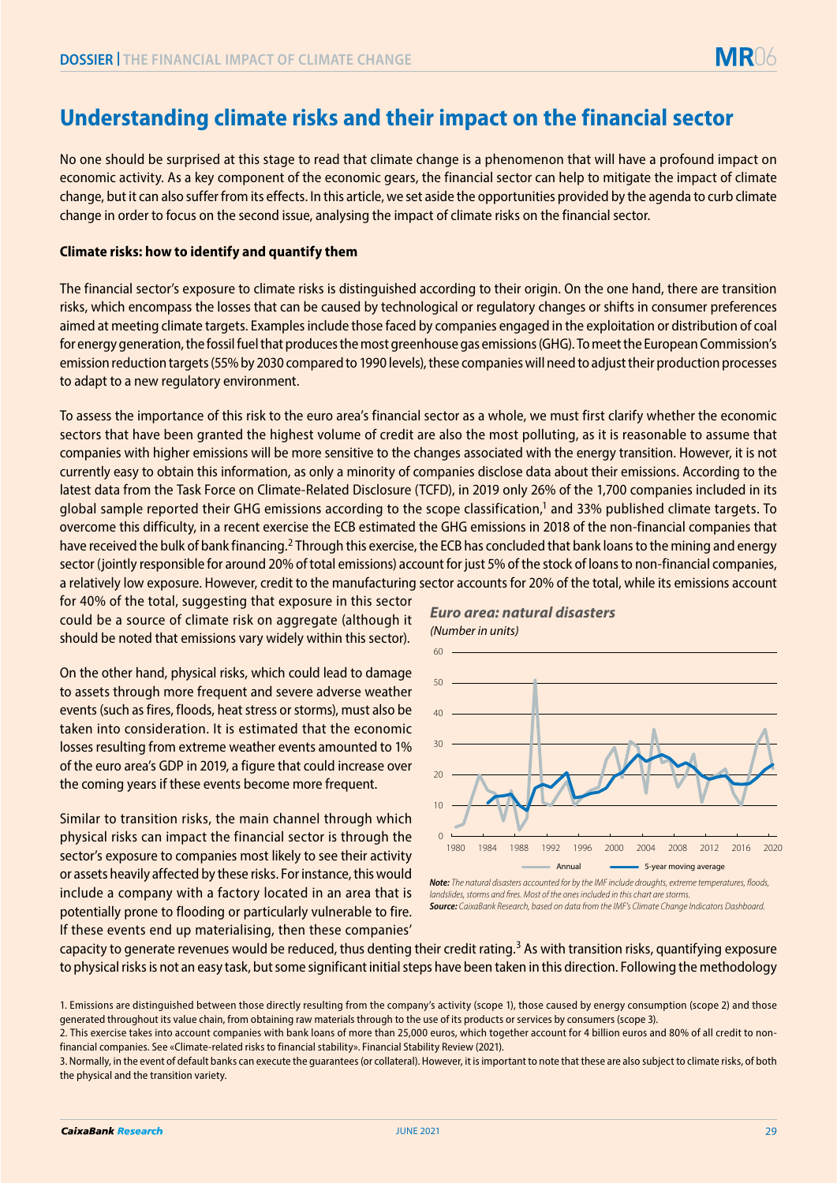# Understanding climate risks and their impact on the financial sector

No one should be surprised at this stage to read that climate change is a phenomenon that will have a profound impact on economic activity. As a key component of the economic gears, the financial sector can help to mitigate the impact of climate change, but it can also suffer from its effects. In this article, we set aside the opportunities provided by the agenda to curb climate change in order to focus on the second issue, analysing the impact of climate risks on the financial sector.

### Climate risks: how to identify and quantify them

The financial sector's exposure to climate risks is distinguished according to their origin. On the one hand, there are transition risks, which encompass the losses that can be caused by technological or regulatory changes or shifts in consumer preferences aimed at meeting climate targets. Examples include those faced by companies engaged in the exploitation or distribution of coal for energy generation, the fossil fuel that produces the most greenhouse gas emissions (GHG). To meet the European Commission's emission reduction targets (55% by 2030 compared to 1990 levels), these companies will need to adjust their production processes to adapt to a new regulatory environment.

To assess the importance of this risk to the euro area's financial sector as a whole, we must first clarify whether the economic sectors that have been granted the highest volume of credit are also the most polluting, as it is reasonable to assume that companies with higher emissions will be more sensitive to the changes associated with the energy transition. However, it is not currently easy to obtain this information, as only a minority of companies disclose data about their emissions. According to the latest data from the Task Force on Climate-Related Disclosure (TCFD), in 2019 only 26% of the 1,700 companies included in its global sample reported their GHG emissions according to the scope classification,[1] and 33% published climate targets. To overcome this difficulty, in a recent exercise the ECB estimated the GHG emissions in 2018 of the non-financial companies that have received the bulk of bank financing.[2] Through this exercise, the ECB has concluded that bank loans to the mining and energy sector (jointly responsible for around 20% of total emissions) account for just 5% of the stock of loans to non-financial companies, a relatively low exposure. However, credit to the manufacturing sector accounts for 20% of the total, while its emissions account for 40% of the total, suggesting that exposure in this sector could be a source of climate risk on aggregate (although it should be noted that emissions vary widely within this sector).

On the other hand, physical risks, which could lead to damage to assets through more frequent and severe adverse weather events (such as fires, floods, heat stress or storms), must also be taken into consideration. It is estimated that the economic losses resulting from extreme weather events amounted to 1% of the euro area's GDP in 2019, a figure that could increase over the coming years if these events become more frequent.

Similar to transition risks, the main channel through which physical risks can impact the financial sector is through the sector's exposure to companies most likely to see their activity or assets heavily affected by these risks. For instance, this would include a company with a factory located in an area that is potentially prone to flooding or particularly vulnerable to fire. If these events end up materialising, then these companies' capacity to generate revenues would be reduced, thus denting their credit rating.[3] As with transition risks, quantifying exposure to physical risks is not an easy task, but some significant initial steps have been taken in this direction. Following the methodology

***Euro area: natural disasters***
*(Number in units)*

*Legend: Annual; 5-year moving average*

***Note:*** *The natural disasters accounted for by the IMF include droughts, extreme temperatures, floods, landslides, storms and fires. Most of the ones included in this chart are storms.*
***Source:*** *CaixaBank Research, based on data from the IMF's Climate Change Indicators Dashboard.*

1. Emissions are distinguished between those directly resulting from the company's activity (scope 1), those caused by energy consumption (scope 2) and those generated throughout its value chain, from obtaining raw materials through to the use of its products or services by consumers (scope 3).
2. This exercise takes into account companies with bank loans of more than 25,000 euros, which together account for 4 billion euros and 80% of all credit to non-financial companies. See «Climate-related risks to financial stability». Financial Stability Review (2021).
3. Normally, in the event of default banks can execute the guarantees (or collateral). However, it is important to note that these are also subject to climate risks, of both the physical and the transition variety.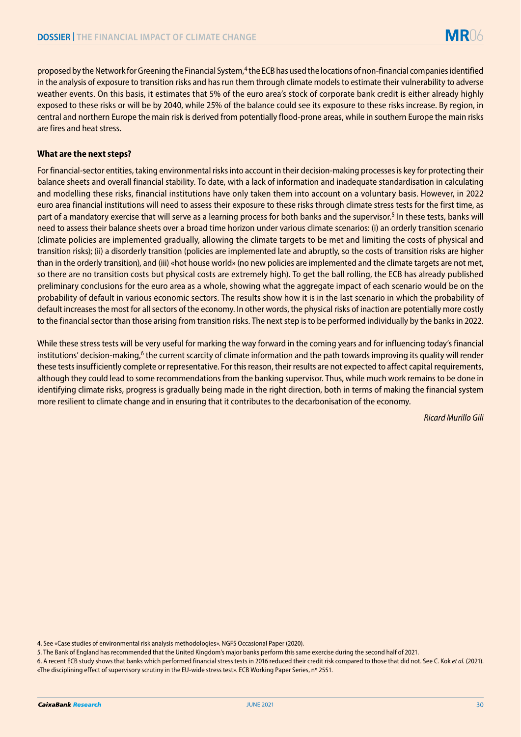proposed by the Network for Greening the Financial System,[4] the ECB has used the locations of non-financial companies identified in the analysis of exposure to transition risks and has run them through climate models to estimate their vulnerability to adverse weather events. On this basis, it estimates that 5% of the euro area's stock of corporate bank credit is either already highly exposed to these risks or will be by 2040, while 25% of the balance could see its exposure to these risks increase. By region, in central and northern Europe the main risk is derived from potentially flood-prone areas, while in southern Europe the main risks are fires and heat stress.

**What are the next steps?**

For financial-sector entities, taking environmental risks into account in their decision-making processes is key for protecting their balance sheets and overall financial stability. To date, with a lack of information and inadequate standardisation in calculating and modelling these risks, financial institutions have only taken them into account on a voluntary basis. However, in 2022 euro area financial institutions will need to assess their exposure to these risks through climate stress tests for the first time, as part of a mandatory exercise that will serve as a learning process for both banks and the supervisor.[5] In these tests, banks will need to assess their balance sheets over a broad time horizon under various climate scenarios: (i) an orderly transition scenario (climate policies are implemented gradually, allowing the climate targets to be met and limiting the costs of physical and transition risks); (ii) a disorderly transition (policies are implemented late and abruptly, so the costs of transition risks are higher than in the orderly transition), and (iii) «hot house world» (no new policies are implemented and the climate targets are not met, so there are no transition costs but physical costs are extremely high). To get the ball rolling, the ECB has already published preliminary conclusions for the euro area as a whole, showing what the aggregate impact of each scenario would be on the probability of default in various economic sectors. The results show how it is in the last scenario in which the probability of default increases the most for all sectors of the economy. In other words, the physical risks of inaction are potentially more costly to the financial sector than those arising from transition risks. The next step is to be performed individually by the banks in 2022.

While these stress tests will be very useful for marking the way forward in the coming years and for influencing today's financial institutions' decision-making,[6] the current scarcity of climate information and the path towards improving its quality will render these tests insufficiently complete or representative. For this reason, their results are not expected to affect capital requirements, although they could lead to some recommendations from the banking supervisor. Thus, while much work remains to be done in identifying climate risks, progress is gradually being made in the right direction, both in terms of making the financial system more resilient to climate change and in ensuring that it contributes to the decarbonisation of the economy.

*Ricard Murillo Gili*

4. See «Case studies of environmental risk analysis methodologies». NGFS Occasional Paper (2020).

5. The Bank of England has recommended that the United Kingdom's major banks perform this same exercise during the second half of 2021.

6. A recent ECB study shows that banks which performed financial stress tests in 2016 reduced their credit risk compared to those that did not. See C. Kok *et al.* (2021). «The disciplining effect of supervisory scrutiny in the EU-wide stress test». ECB Working Paper Series, nº 2551.